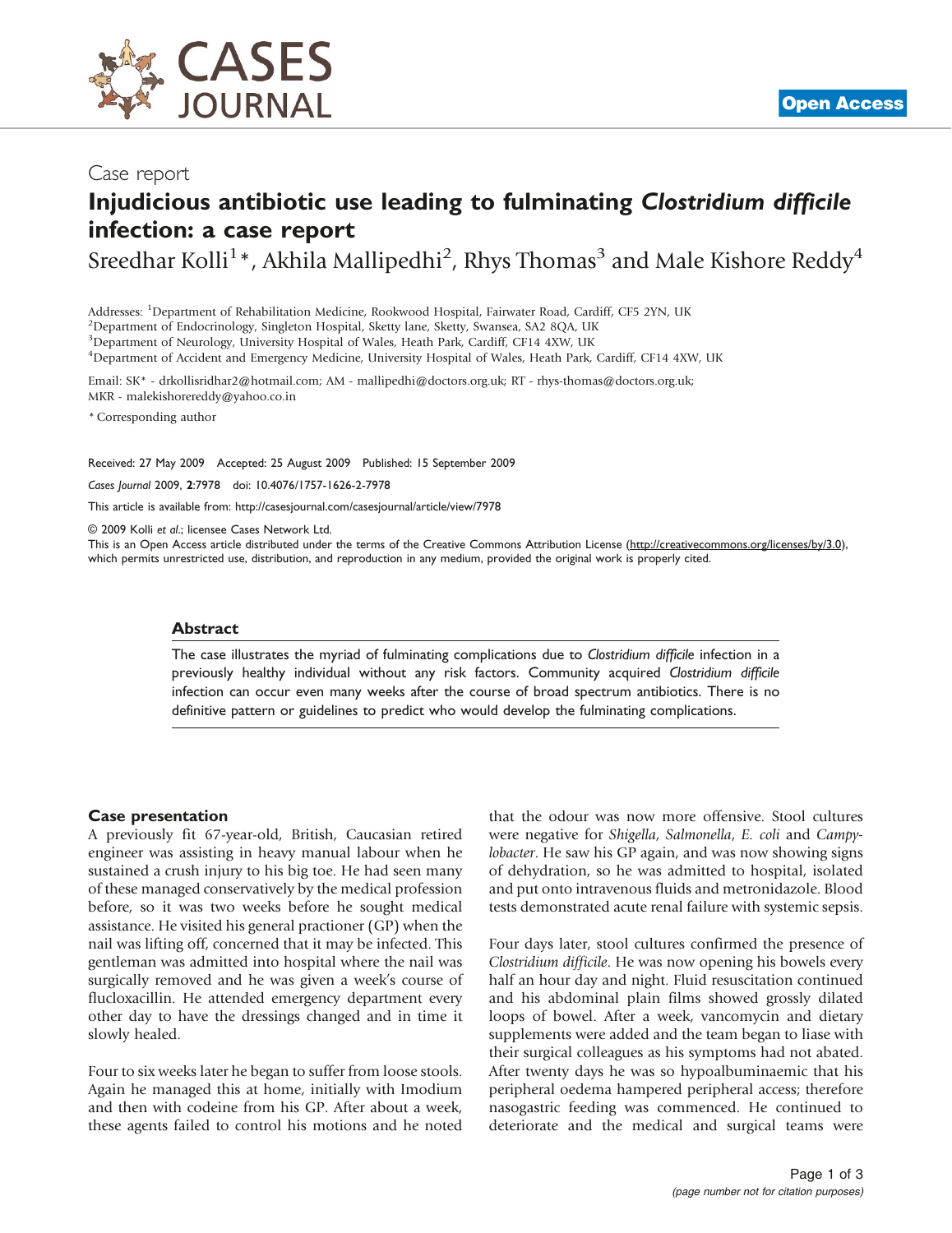Case report

# Injudicious antibiotic use leading to fulminating *Clostridium difficile* infection: a case report

Sreedhar Kolli[1]*, Akhila Mallipedhi[2], Rhys Thomas[3] and Male Kishore Reddy[4]

Addresses: [1]Department of Rehabilitation Medicine, Rookwood Hospital, Fairwater Road, Cardiff, CF5 2YN, UK
[2]Department of Endocrinology, Singleton Hospital, Sketty lane, Sketty, Swansea, SA2 8QA, UK
[3]Department of Neurology, University Hospital of Wales, Heath Park, Cardiff, CF14 4XW, UK
[4]Department of Accident and Emergency Medicine, University Hospital of Wales, Heath Park, Cardiff, CF14 4XW, UK

Email: SK* - drkollisridhar2@hotmail.com; AM - mallipedhi@doctors.org.uk; RT - rhys-thomas@doctors.org.uk; MKR - malekishorereddy@yahoo.co.in

* Corresponding author

Received: 27 May 2009 Accepted: 25 August 2009 Published: 15 September 2009

*Cases Journal* 2009, **2**:7978 doi: 10.4076/1757-1626-2-7978

This article is available from: http://casesjournal.com/casesjournal/article/view/7978

© 2009 Kolli *et al.*; licensee Cases Network Ltd.
This is an Open Access article distributed under the terms of the Creative Commons Attribution License (http://creativecommons.org/licenses/by/3.0), which permits unrestricted use, distribution, and reproduction in any medium, provided the original work is properly cited.

## Abstract

The case illustrates the myriad of fulminating complications due to *Clostridium difficile* infection in a previously healthy individual without any risk factors. Community acquired *Clostridium difficile* infection can occur even many weeks after the course of broad spectrum antibiotics. There is no definitive pattern or guidelines to predict who would develop the fulminating complications.

## Case presentation

A previously fit 67-year-old, British, Caucasian retired engineer was assisting in heavy manual labour when he sustained a crush injury to his big toe. He had seen many of these managed conservatively by the medical profession before, so it was two weeks before he sought medical assistance. He visited his general practioner (GP) when the nail was lifting off, concerned that it may be infected. This gentleman was admitted into hospital where the nail was surgically removed and he was given a week's course of flucloxacillin. He attended emergency department every other day to have the dressings changed and in time it slowly healed.

Four to six weeks later he began to suffer from loose stools. Again he managed this at home, initially with Imodium and then with codeine from his GP. After about a week, these agents failed to control his motions and he noted that the odour was now more offensive. Stool cultures were negative for *Shigella*, *Salmonella*, *E. coli* and *Campylobacter*. He saw his GP again, and was now showing signs of dehydration, so he was admitted to hospital, isolated and put onto intravenous fluids and metronidazole. Blood tests demonstrated acute renal failure with systemic sepsis.

Four days later, stool cultures confirmed the presence of *Clostridium difficile*. He was now opening his bowels every half an hour day and night. Fluid resuscitation continued and his abdominal plain films showed grossly dilated loops of bowel. After a week, vancomycin and dietary supplements were added and the team began to liase with their surgical colleagues as his symptoms had not abated. After twenty days he was so hypoalbuminaemic that his peripheral oedema hampered peripheral access; therefore nasogastric feeding was commenced. He continued to deteriorate and the medical and surgical teams were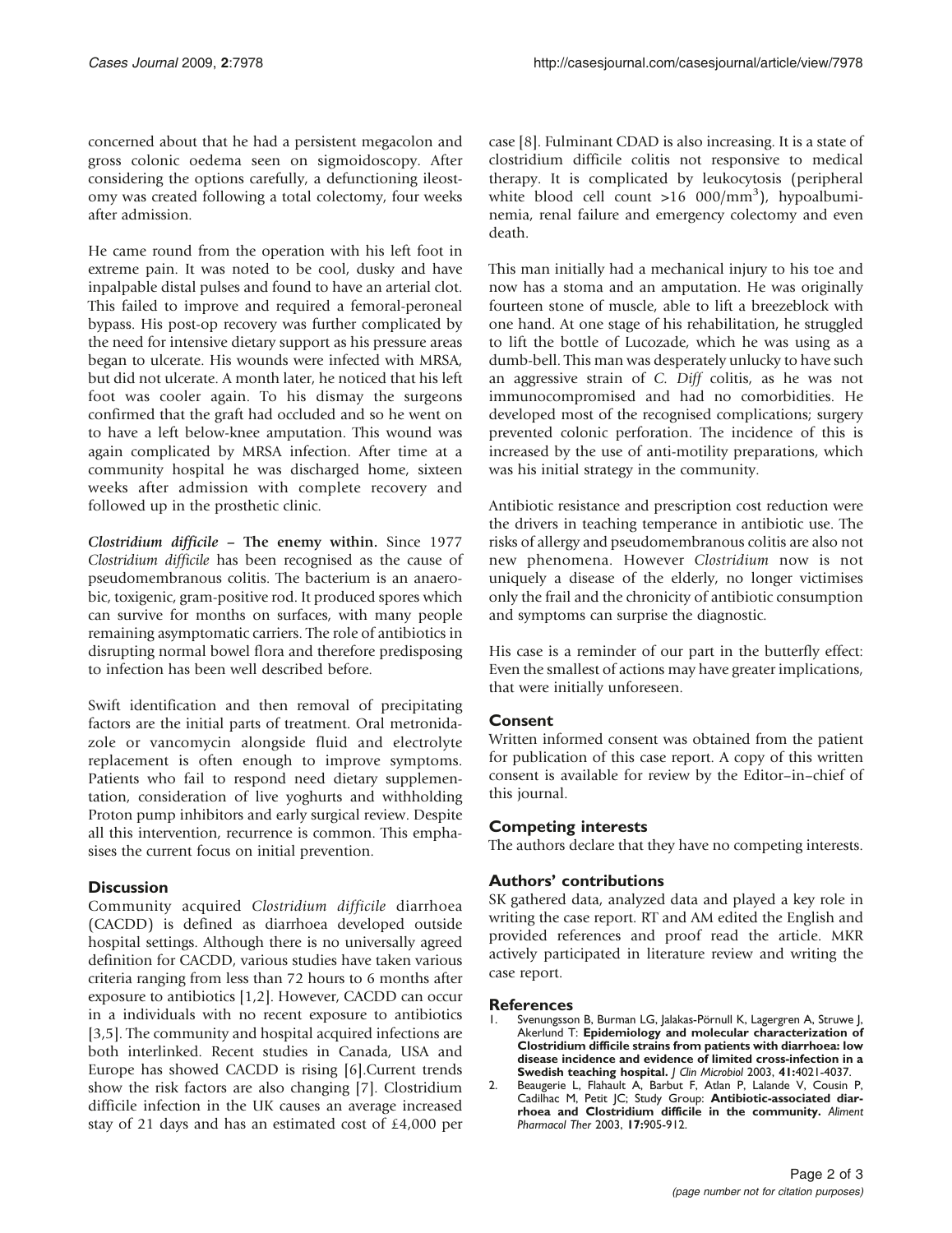concerned about that he had a persistent megacolon and gross colonic oedema seen on sigmoidoscopy. After considering the options carefully, a defunctioning ileostomy was created following a total colectomy, four weeks after admission.

He came round from the operation with his left foot in extreme pain. It was noted to be cool, dusky and have inpalpable distal pulses and found to have an arterial clot. This failed to improve and required a femoral-peroneal bypass. His post-op recovery was further complicated by the need for intensive dietary support as his pressure areas began to ulcerate. His wounds were infected with MRSA, but did not ulcerate. A month later, he noticed that his left foot was cooler again. To his dismay the surgeons confirmed that the graft had occluded and so he went on to have a left below-knee amputation. This wound was again complicated by MRSA infection. After time at a community hospital he was discharged home, sixteen weeks after admission with complete recovery and followed up in the prosthetic clinic.

***Clostridium difficile* – The enemy within.** Since 1977 *Clostridium difficile* has been recognised as the cause of pseudomembranous colitis. The bacterium is an anaerobic, toxigenic, gram-positive rod. It produced spores which can survive for months on surfaces, with many people remaining asymptomatic carriers. The role of antibiotics in disrupting normal bowel flora and therefore predisposing to infection has been well described before.

Swift identification and then removal of precipitating factors are the initial parts of treatment. Oral metronidazole or vancomycin alongside fluid and electrolyte replacement is often enough to improve symptoms. Patients who fail to respond need dietary supplementation, consideration of live yoghurts and withholding Proton pump inhibitors and early surgical review. Despite all this intervention, recurrence is common. This emphasises the current focus on initial prevention.

## Discussion

Community acquired *Clostridium difficile* diarrhoea (CACDD) is defined as diarrhoea developed outside hospital settings. Although there is no universally agreed definition for CACDD, various studies have taken various criteria ranging from less than 72 hours to 6 months after exposure to antibiotics [1,2]. However, CACDD can occur in a individuals with no recent exposure to antibiotics [3,5]. The community and hospital acquired infections are both interlinked. Recent studies in Canada, USA and Europe has showed CACDD is rising [6].Current trends show the risk factors are also changing [7]. Clostridium difficile infection in the UK causes an average increased stay of 21 days and has an estimated cost of £4,000 per case [8]. Fulminant CDAD is also increasing. It is a state of clostridium difficile colitis not responsive to medical therapy. It is complicated by leukocytosis (peripheral white blood cell count >16 000/mm$^3$), hypoalbuminemia, renal failure and emergency colectomy and even death.

This man initially had a mechanical injury to his toe and now has a stoma and an amputation. He was originally fourteen stone of muscle, able to lift a breezeblock with one hand. At one stage of his rehabilitation, he struggled to lift the bottle of Lucozade, which he was using as a dumb-bell. This man was desperately unlucky to have such an aggressive strain of *C. Diff* colitis, as he was not immunocompromised and had no comorbidities. He developed most of the recognised complications; surgery prevented colonic perforation. The incidence of this is increased by the use of anti-motility preparations, which was his initial strategy in the community.

Antibiotic resistance and prescription cost reduction were the drivers in teaching temperance in antibiotic use. The risks of allergy and pseudomembranous colitis are also not new phenomena. However *Clostridium* now is not uniquely a disease of the elderly, no longer victimises only the frail and the chronicity of antibiotic consumption and symptoms can surprise the diagnostic.

His case is a reminder of our part in the butterfly effect: Even the smallest of actions may have greater implications, that were initially unforeseen.

## Consent

Written informed consent was obtained from the patient for publication of this case report. A copy of this written consent is available for review by the Editor–in–chief of this journal.

## Competing interests

The authors declare that they have no competing interests.

## Authors' contributions

SK gathered data, analyzed data and played a key role in writing the case report. RT and AM edited the English and provided references and proof read the article. MKR actively participated in literature review and writing the case report.

## References

1. Svenungsson B, Burman LG, Jalakas-Pörnull K, Lagergren A, Struwe J, Akerlund T: **Epidemiology and molecular characterization of Clostridium difficile strains from patients with diarrhoea: low disease incidence and evidence of limited cross-infection in a Swedish teaching hospital.** *J Clin Microbiol* 2003, **41:**4021-4037.
2. Beaugerie L, Flahault A, Barbut F, Atlan P, Lalande V, Cousin P, Cadilhac M, Petit JC; Study Group: **Antibiotic-associated diarrhoea and Clostridium difficile in the community.** *Aliment Pharmacol Ther* 2003, **17:**905-912.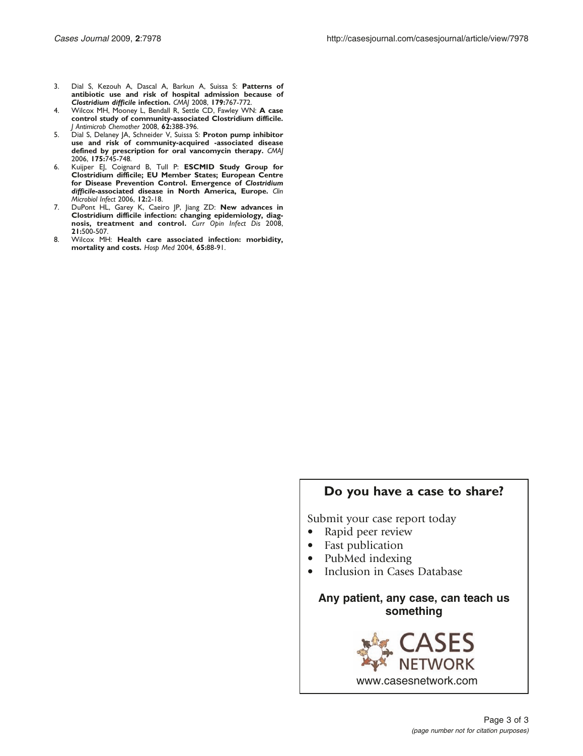3. Dial S, Kezouh A, Dascal A, Barkun A, Suissa S: **Patterns of antibiotic use and risk of hospital admission because of *Clostridium difficile* infection.** *CMAJ* 2008, **179:**767-772.
4. Wilcox MH, Mooney L, Bendall R, Settle CD, Fawley WN: **A case control study of community-associated Clostridium difficile.** *J Antimicrob Chemother* 2008, **62:**388-396.
5. Dial S, Delaney JA, Schneider V, Suissa S: **Proton pump inhibitor use and risk of community-acquired -associated disease defined by prescription for oral vancomycin therapy.** *CMAJ* 2006, **175:**745-748.
6. Kuijper EJ, Coignard B, Tull P: **ESCMID Study Group for Clostridium difficile; EU Member States; European Centre for Disease Prevention Control. Emergence of *Clostridium difficile*-associated disease in North America, Europe.** *Clin Microbiol Infect* 2006, **12:**2-18.
7. DuPont HL, Garey K, Caeiro JP, Jiang ZD: **New advances in Clostridium difficile infection: changing epidemiology, diagnosis, treatment and control.** *Curr Opin Infect Dis* 2008, **21:**500-507.
8. Wilcox MH: **Health care associated infection: morbidity, mortality and costs.** *Hosp Med* 2004, **65:**88-91.

**Do you have a case to share?**

Submit your case report today

- Rapid peer review
- Fast publication
- PubMed indexing
- Inclusion in Cases Database

**Any patient, any case, can teach us something**

CASES NETWORK

www.casesnetwork.com